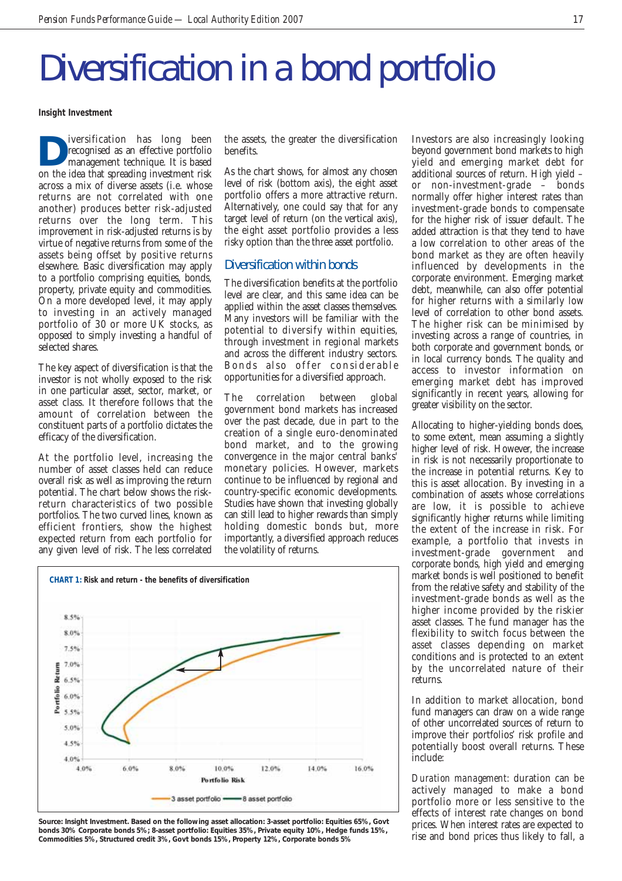# Diversification in a bond portfolio

**Insight Investment**

Diversification has long been recognised as an effective portfolio management technique. It is based on the idea that spreading investment risk across a mix of diverse assets (i.e. whose returns are not correlated with one another) produces better risk-adjusted returns over the long term. This improvement in risk-adjusted returns is by virtue of negative returns from some of the assets being offset by positive returns elsewhere. Basic diversification may apply to a portfolio comprising equities, bonds, property, private equity and commodities. On a more developed level, it may apply to investing in an actively managed portfolio of 30 or more UK stocks, as opposed to simply investing a handful of selected shares.

The key aspect of diversification is that the investor is not wholly exposed to the risk in one particular asset, sector, market, or asset class. It therefore follows that the amount of correlation between the constituent parts of a portfolio dictates the efficacy of the diversification.

At the portfolio level, increasing the number of asset classes held can reduce overall risk as well as improving the return potential. The chart below shows the risk-return characteristics of two possible portfolios. The two curved lines, known as efficient frontiers, show the highest expected return from each portfolio for any given level of risk. The less correlated the assets, the greater the diversification benefits.

As the chart shows, for almost any chosen level of risk (bottom axis), the eight asset portfolio offers a more attractive return. Alternatively, one could say that for any target level of return (on the vertical axis), the eight asset portfolio provides a less risky option than the three asset portfolio.

**CHART 1:** **Risk and return - the benefits of diversification**

Source: Insight Investment. Based on the following asset allocation: 3-asset portfolio: Equities 65%, Govt bonds 30% Corporate bonds 5%; 8-asset portfolio: Equities 35%, Private equity 10%, Hedge funds 15%, Commodities 5%, Structured credit 3%, Govt bonds 15%, Property 12%, Corporate bonds 5%

## Diversification within bonds

The diversification benefits at the portfolio level are clear, and this same idea can be applied within the asset classes themselves. Many investors will be familiar with the potential to diversify within equities, through investment in regional markets and across the different industry sectors. Bonds also offer considerable opportunities for a diversified approach.

The correlation between global government bond markets has increased over the past decade, due in part to the creation of a single euro-denominated bond market, and to the growing convergence in the major central banks' monetary policies. However, markets continue to be influenced by regional and country-specific economic developments. Studies have shown that investing globally can still lead to higher rewards than simply holding domestic bonds but, more importantly, a diversified approach reduces the volatility of returns.

Investors are also increasingly looking beyond government bond markets to high yield and emerging market debt for additional sources of return. High yield – or non-investment-grade – bonds normally offer higher interest rates than investment-grade bonds to compensate for the higher risk of issuer default. The added attraction is that they tend to have a low correlation to other areas of the bond market as they are often heavily influenced by developments in the corporate environment. Emerging market debt, meanwhile, can also offer potential for higher returns with a similarly low level of correlation to other bond assets. The higher risk can be minimised by investing across a range of countries, in both corporate and government bonds, or in local currency bonds. The quality and access to investor information on emerging market debt has improved significantly in recent years, allowing for greater visibility on the sector.

Allocating to higher-yielding bonds does, to some extent, mean assuming a slightly higher level of risk. However, the increase in risk is not necessarily proportionate to the increase in potential returns. Key to this is asset allocation. By investing in a combination of assets whose correlations are low, it is possible to achieve significantly higher returns while limiting the extent of the increase in risk. For example, a portfolio that invests in investment-grade government and corporate bonds, high yield and emerging market bonds is well positioned to benefit from the relative safety and stability of the investment-grade bonds as well as the higher income provided by the riskier asset classes. The fund manager has the flexibility to switch focus between the asset classes depending on market conditions and is protected to an extent by the uncorrelated nature of their returns.

In addition to market allocation, bond fund managers can draw on a wide range of other uncorrelated sources of return to improve their portfolios' risk profile and potentially boost overall returns. These include:

*Duration management*: duration can be actively managed to make a bond portfolio more or less sensitive to the effects of interest rate changes on bond prices. When interest rates are expected to rise and bond prices thus likely to fall, a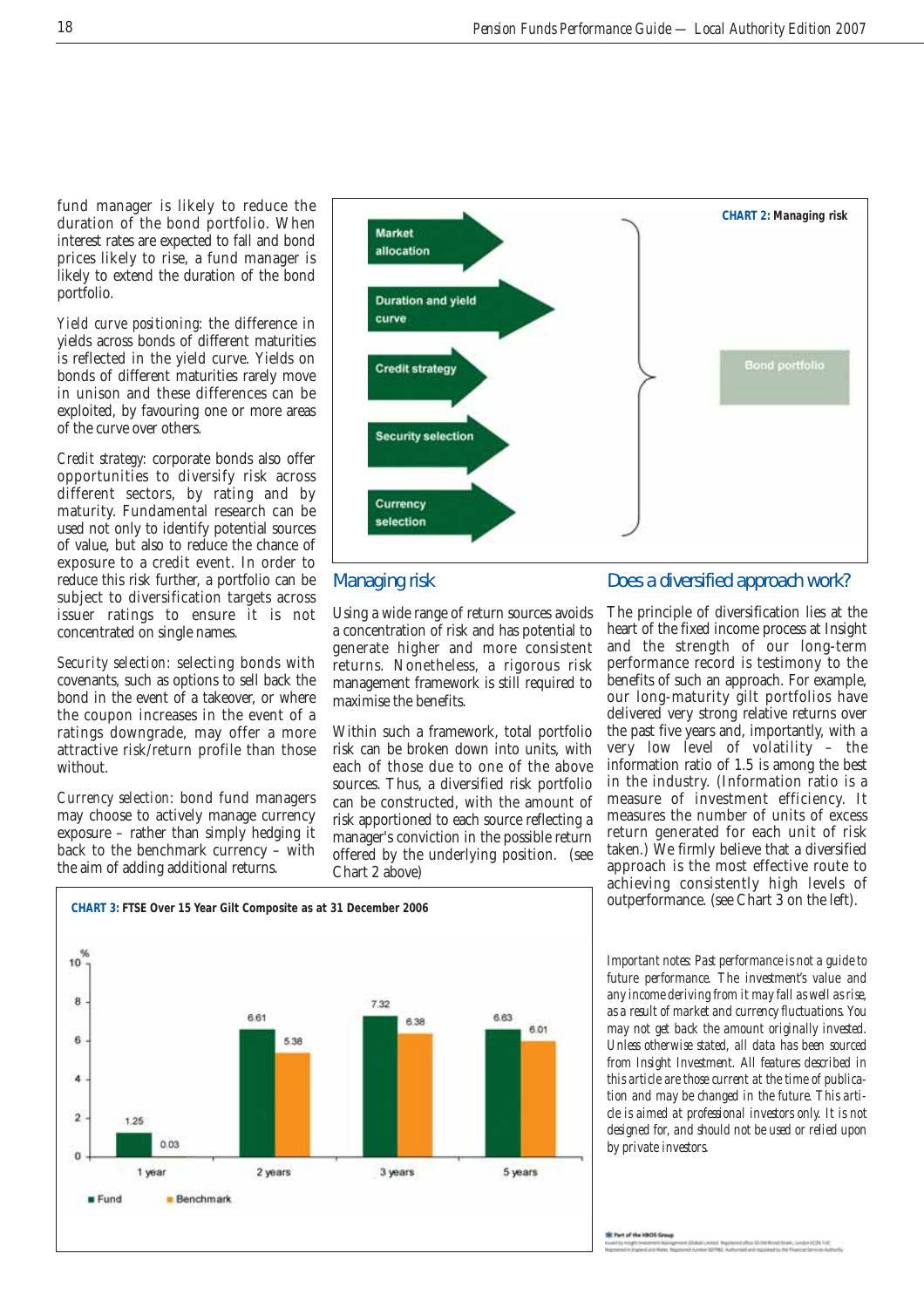fund manager is likely to reduce the duration of the bond portfolio. When interest rates are expected to fall and bond prices likely to rise, a fund manager is likely to extend the duration of the bond portfolio.

*Yield curve positioning*: the difference in yields across bonds of different maturities is reflected in the yield curve. Yields on bonds of different maturities rarely move in unison and these differences can be exploited, by favouring one or more areas of the curve over others.

*Credit strategy*: corporate bonds also offer opportunities to diversify risk across different sectors, by rating and by maturity. Fundamental research can be used not only to identify potential sources of value, but also to reduce the chance of exposure to a credit event. In order to reduce this risk further, a portfolio can be subject to diversification targets across issuer ratings to ensure it is not concentrated on single names.

*Security selection*: selecting bonds with covenants, such as options to sell back the bond in the event of a takeover, or where the coupon increases in the event of a ratings downgrade, may offer a more attractive risk/return profile than those without.

*Currency selection*: bond fund managers may choose to actively manage currency exposure – rather than simply hedging it back to the benchmark currency – with the aim of adding additional returns.

**CHART 2: Managing risk**

Market allocation

Duration and yield curve

Credit strategy

Security selection

Currency selection

Bond portfolio

## Managing risk

Using a wide range of return sources avoids a concentration of risk and has potential to generate higher and more consistent returns. Nonetheless, a rigorous risk management framework is still required to maximise the benefits.

Within such a framework, total portfolio risk can be broken down into units, with each of those due to one of the above sources. Thus, a diversified risk portfolio can be constructed, with the amount of risk apportioned to each source reflecting a manager's conviction in the possible return offered by the underlying position. (see Chart 2 above)

## Does a diversified approach work?

The principle of diversification lies at the heart of the fixed income process at Insight and the strength of our long-term performance record is testimony to the benefits of such an approach. For example, our long-maturity gilt portfolios have delivered very strong relative returns over the past five years and, importantly, with a very low level of volatility – the information ratio of 1.5 is among the best in the industry. (Information ratio is a measure of investment efficiency. It measures the number of units of excess return generated for each unit of risk taken.) We firmly believe that a diversified approach is the most effective route to achieving consistently high levels of outperformance. (see Chart 3 on the left).

**CHART 3: FTSE Over 15 Year Gilt Composite as at 31 December 2006**

%

10
8
6
4
2
0

1.25
0.03
6.61
5.38
7.32
6.38
6.63
6.01

1 year
2 years
3 years
5 years

Fund
Benchmark

*Important notes: Past performance is not a guide to future performance. The investment's value and any income deriving from it may fall as well as rise, as a result of market and currency fluctuations. You may not get back the amount originally invested. Unless otherwise stated, all data has been sourced from Insight Investment. All features described in this article are those current at the time of publication and may be changed in the future. This article is aimed at professional investors only. It is not designed for, and should not be used or relied upon by private investors.*